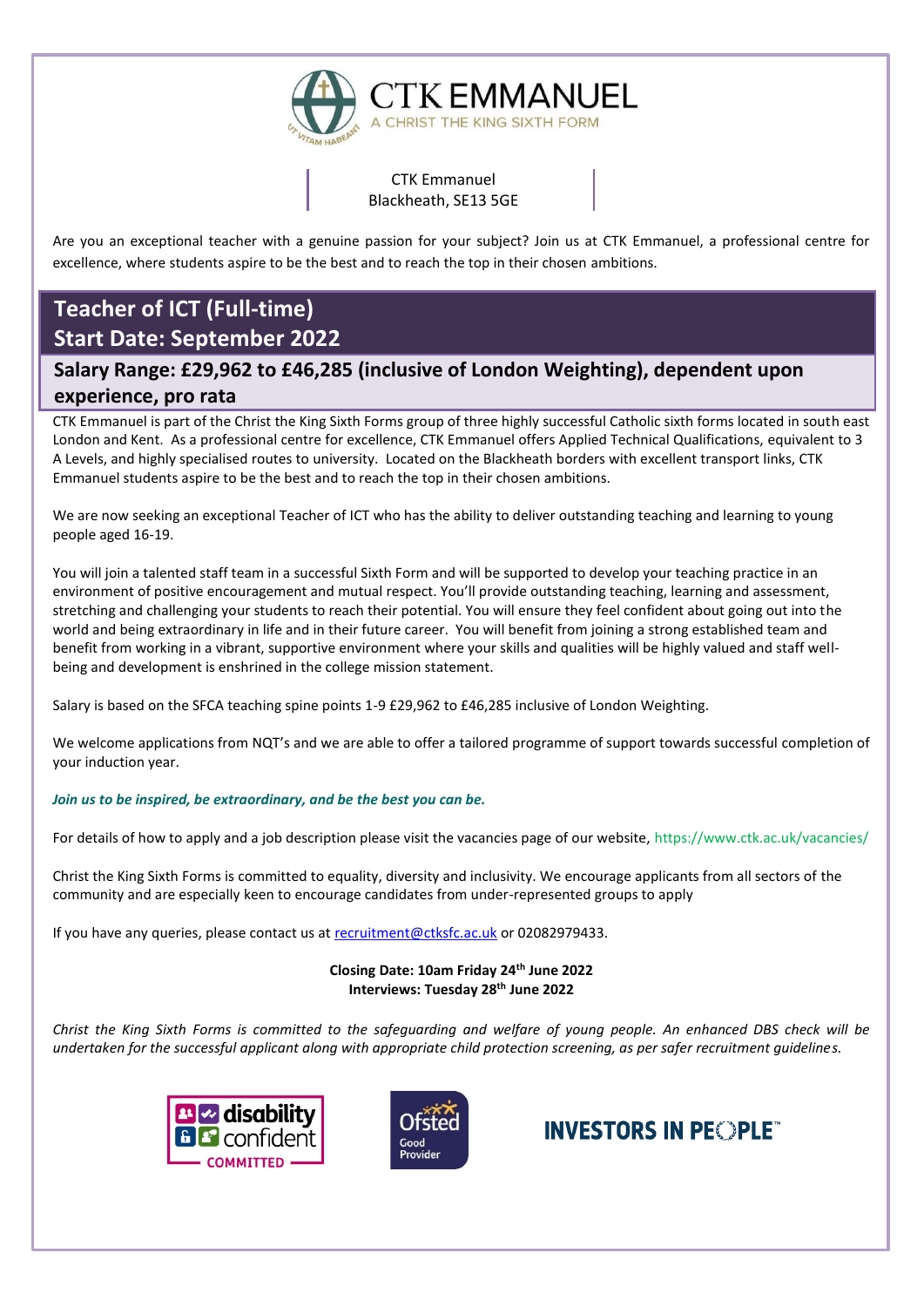CTK EMMANUEL
A CHRIST THE KING SIXTH FORM

CTK Emmanuel
Blackheath, SE13 5GE

Are you an exceptional teacher with a genuine passion for your subject? Join us at CTK Emmanuel, a professional centre for excellence, where students aspire to be the best and to reach the top in their chosen ambitions.

# Teacher of ICT (Full-time)
# Start Date: September 2022

## Salary Range: £29,962 to £46,285 (inclusive of London Weighting), dependent upon experience, pro rata

CTK Emmanuel is part of the Christ the King Sixth Forms group of three highly successful Catholic sixth forms located in south east London and Kent. As a professional centre for excellence, CTK Emmanuel offers Applied Technical Qualifications, equivalent to 3 A Levels, and highly specialised routes to university. Located on the Blackheath borders with excellent transport links, CTK Emmanuel students aspire to be the best and to reach the top in their chosen ambitions.

We are now seeking an exceptional Teacher of ICT who has the ability to deliver outstanding teaching and learning to young people aged 16-19.

You will join a talented staff team in a successful Sixth Form and will be supported to develop your teaching practice in an environment of positive encouragement and mutual respect. You'll provide outstanding teaching, learning and assessment, stretching and challenging your students to reach their potential. You will ensure they feel confident about going out into the world and being extraordinary in life and in their future career. You will benefit from joining a strong established team and benefit from working in a vibrant, supportive environment where your skills and qualities will be highly valued and staff well-being and development is enshrined in the college mission statement.

Salary is based on the SFCA teaching spine points 1-9 £29,962 to £46,285 inclusive of London Weighting.

We welcome applications from NQT's and we are able to offer a tailored programme of support towards successful completion of your induction year.

***Join us to be inspired, be extraordinary, and be the best you can be.***

For details of how to apply and a job description please visit the vacancies page of our website, https://www.ctk.ac.uk/vacancies/

Christ the King Sixth Forms is committed to equality, diversity and inclusivity. We encourage applicants from all sectors of the community and are especially keen to encourage candidates from under-represented groups to apply

If you have any queries, please contact us at recruitment@ctksfc.ac.uk or 02082979433.

**Closing Date: 10am Friday 24th June 2022**
**Interviews: Tuesday 28th June 2022**

*Christ the King Sixth Forms is committed to the safeguarding and welfare of young people. An enhanced DBS check will be undertaken for the successful applicant along with appropriate child protection screening, as per safer recruitment guidelines.*

disability confident COMMITTED

Ofsted Good Provider

INVESTORS IN PEOPLE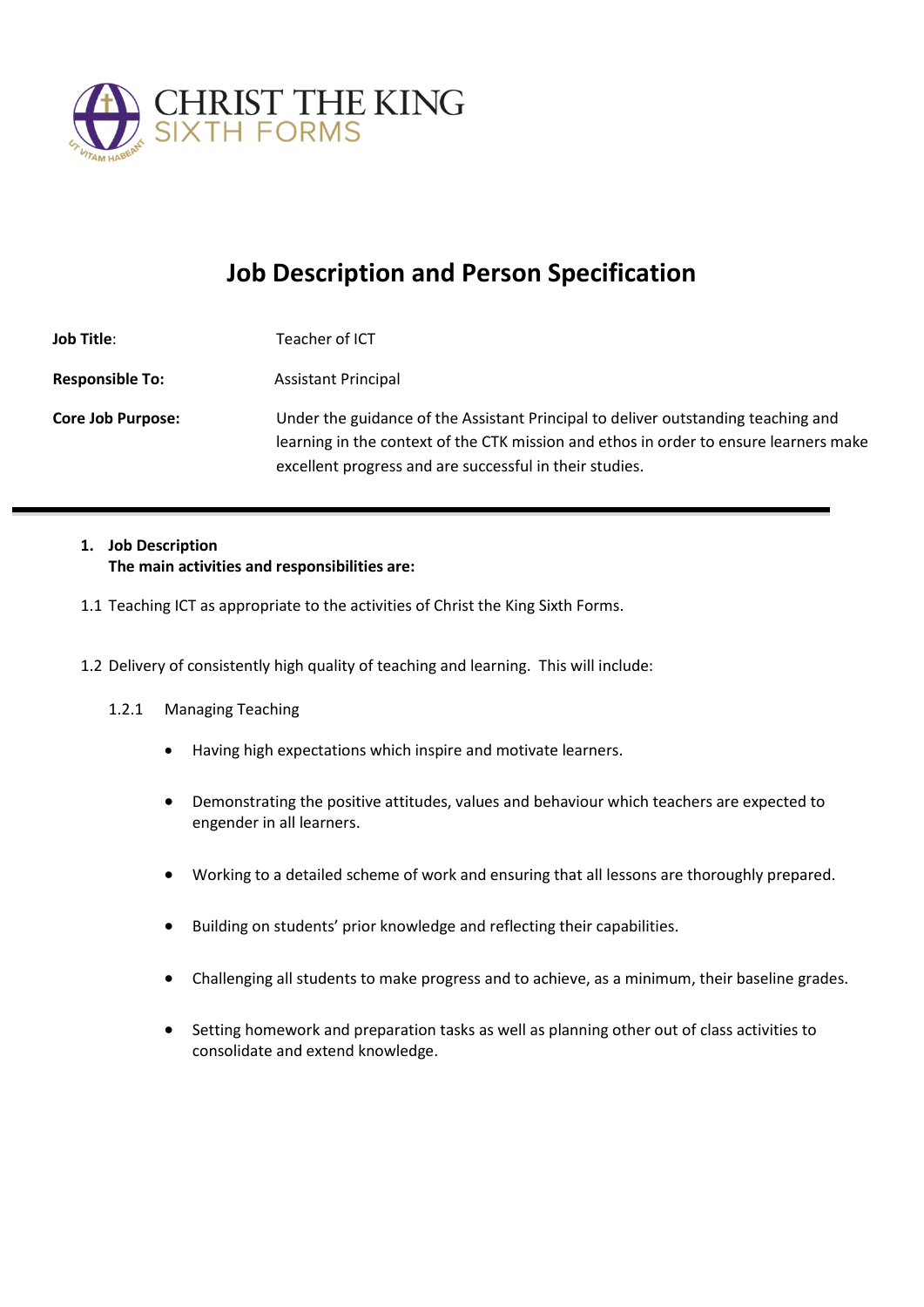CHRIST THE KING
SIXTH FORMS

# Job Description and Person Specification

| | |
|---|---|
| **Job Title**: | Teacher of ICT |
| **Responsible To:** | Assistant Principal |
| **Core Job Purpose:** | Under the guidance of the Assistant Principal to deliver outstanding teaching and learning in the context of the CTK mission and ethos in order to ensure learners make excellent progress and are successful in their studies. |

---

## 1. Job Description
**The main activities and responsibilities are:**

1.1 Teaching ICT as appropriate to the activities of Christ the King Sixth Forms.

1.2 Delivery of consistently high quality of teaching and learning. This will include:

1.2.1 Managing Teaching

- Having high expectations which inspire and motivate learners.
- Demonstrating the positive attitudes, values and behaviour which teachers are expected to engender in all learners.
- Working to a detailed scheme of work and ensuring that all lessons are thoroughly prepared.
- Building on students' prior knowledge and reflecting their capabilities.
- Challenging all students to make progress and to achieve, as a minimum, their baseline grades.
- Setting homework and preparation tasks as well as planning other out of class activities to consolidate and extend knowledge.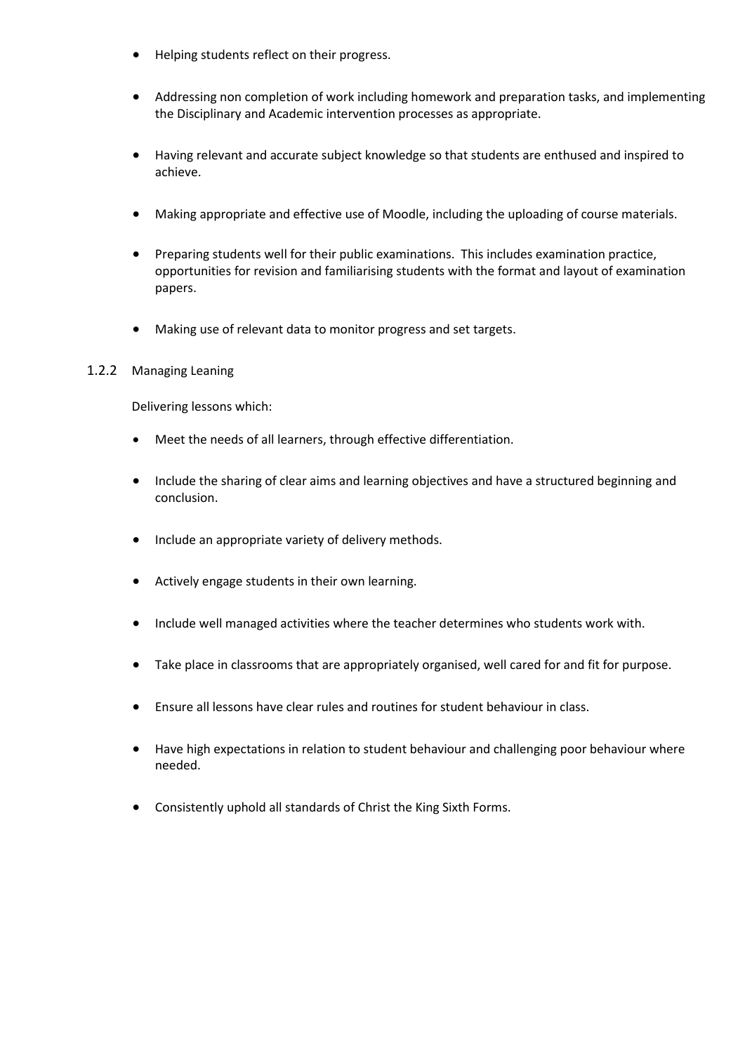- Helping students reflect on their progress.

- Addressing non completion of work including homework and preparation tasks, and implementing the Disciplinary and Academic intervention processes as appropriate.

- Having relevant and accurate subject knowledge so that students are enthused and inspired to achieve.

- Making appropriate and effective use of Moodle, including the uploading of course materials.

- Preparing students well for their public examinations. This includes examination practice, opportunities for revision and familiarising students with the format and layout of examination papers.

- Making use of relevant data to monitor progress and set targets.

### 1.2.2 Managing Leaning

Delivering lessons which:

- Meet the needs of all learners, through effective differentiation.

- Include the sharing of clear aims and learning objectives and have a structured beginning and conclusion.

- Include an appropriate variety of delivery methods.

- Actively engage students in their own learning.

- Include well managed activities where the teacher determines who students work with.

- Take place in classrooms that are appropriately organised, well cared for and fit for purpose.

- Ensure all lessons have clear rules and routines for student behaviour in class.

- Have high expectations in relation to student behaviour and challenging poor behaviour where needed.

- Consistently uphold all standards of Christ the King Sixth Forms.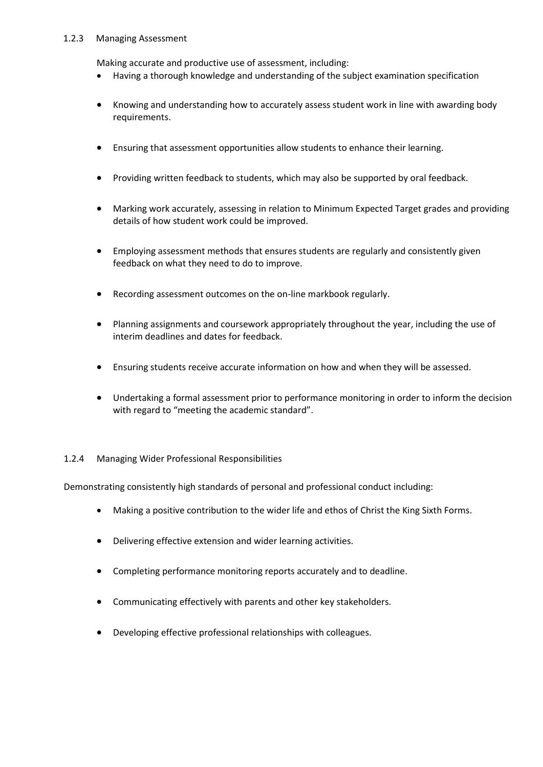### 1.2.3 Managing Assessment

Making accurate and productive use of assessment, including:

- Having a thorough knowledge and understanding of the subject examination specification
- Knowing and understanding how to accurately assess student work in line with awarding body requirements.
- Ensuring that assessment opportunities allow students to enhance their learning.
- Providing written feedback to students, which may also be supported by oral feedback.
- Marking work accurately, assessing in relation to Minimum Expected Target grades and providing details of how student work could be improved.
- Employing assessment methods that ensures students are regularly and consistently given feedback on what they need to do to improve.
- Recording assessment outcomes on the on-line markbook regularly.
- Planning assignments and coursework appropriately throughout the year, including the use of interim deadlines and dates for feedback.
- Ensuring students receive accurate information on how and when they will be assessed.
- Undertaking a formal assessment prior to performance monitoring in order to inform the decision with regard to "meeting the academic standard".

### 1.2.4 Managing Wider Professional Responsibilities

Demonstrating consistently high standards of personal and professional conduct including:

- Making a positive contribution to the wider life and ethos of Christ the King Sixth Forms.
- Delivering effective extension and wider learning activities.
- Completing performance monitoring reports accurately and to deadline.
- Communicating effectively with parents and other key stakeholders.
- Developing effective professional relationships with colleagues.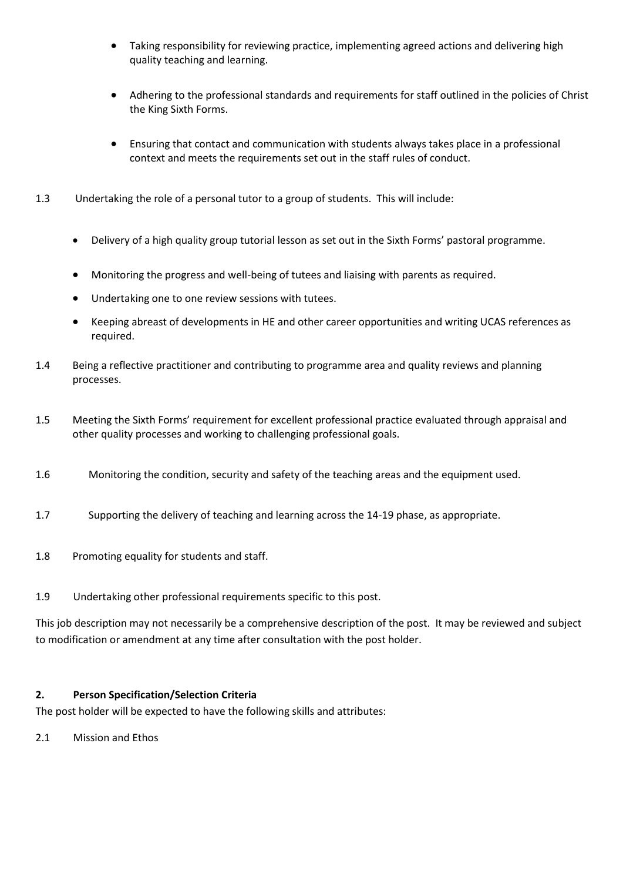- Taking responsibility for reviewing practice, implementing agreed actions and delivering high quality teaching and learning.

- Adhering to the professional standards and requirements for staff outlined in the policies of Christ the King Sixth Forms.

- Ensuring that contact and communication with students always takes place in a professional context and meets the requirements set out in the staff rules of conduct.

1.3 Undertaking the role of a personal tutor to a group of students. This will include:

- Delivery of a high quality group tutorial lesson as set out in the Sixth Forms' pastoral programme.
- Monitoring the progress and well-being of tutees and liaising with parents as required.
- Undertaking one to one review sessions with tutees.
- Keeping abreast of developments in HE and other career opportunities and writing UCAS references as required.

1.4 Being a reflective practitioner and contributing to programme area and quality reviews and planning processes.

1.5 Meeting the Sixth Forms' requirement for excellent professional practice evaluated through appraisal and other quality processes and working to challenging professional goals.

1.6 Monitoring the condition, security and safety of the teaching areas and the equipment used.

1.7 Supporting the delivery of teaching and learning across the 14-19 phase, as appropriate.

1.8 Promoting equality for students and staff.

1.9 Undertaking other professional requirements specific to this post.

This job description may not necessarily be a comprehensive description of the post. It may be reviewed and subject to modification or amendment at any time after consultation with the post holder.

## 2. Person Specification/Selection Criteria

The post holder will be expected to have the following skills and attributes:

2.1 Mission and Ethos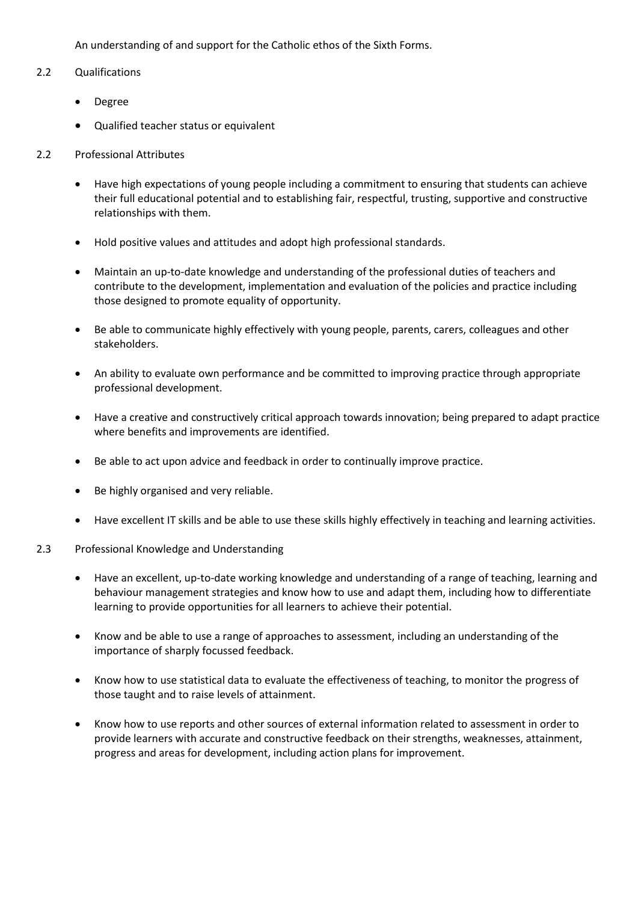An understanding of and support for the Catholic ethos of the Sixth Forms.

2.2 Qualifications

- Degree
- Qualified teacher status or equivalent

2.2 Professional Attributes

- Have high expectations of young people including a commitment to ensuring that students can achieve their full educational potential and to establishing fair, respectful, trusting, supportive and constructive relationships with them.
- Hold positive values and attitudes and adopt high professional standards.
- Maintain an up-to-date knowledge and understanding of the professional duties of teachers and contribute to the development, implementation and evaluation of the policies and practice including those designed to promote equality of opportunity.
- Be able to communicate highly effectively with young people, parents, carers, colleagues and other stakeholders.
- An ability to evaluate own performance and be committed to improving practice through appropriate professional development.
- Have a creative and constructively critical approach towards innovation; being prepared to adapt practice where benefits and improvements are identified.
- Be able to act upon advice and feedback in order to continually improve practice.
- Be highly organised and very reliable.
- Have excellent IT skills and be able to use these skills highly effectively in teaching and learning activities.

2.3 Professional Knowledge and Understanding

- Have an excellent, up-to-date working knowledge and understanding of a range of teaching, learning and behaviour management strategies and know how to use and adapt them, including how to differentiate learning to provide opportunities for all learners to achieve their potential.
- Know and be able to use a range of approaches to assessment, including an understanding of the importance of sharply focussed feedback.
- Know how to use statistical data to evaluate the effectiveness of teaching, to monitor the progress of those taught and to raise levels of attainment.
- Know how to use reports and other sources of external information related to assessment in order to provide learners with accurate and constructive feedback on their strengths, weaknesses, attainment, progress and areas for development, including action plans for improvement.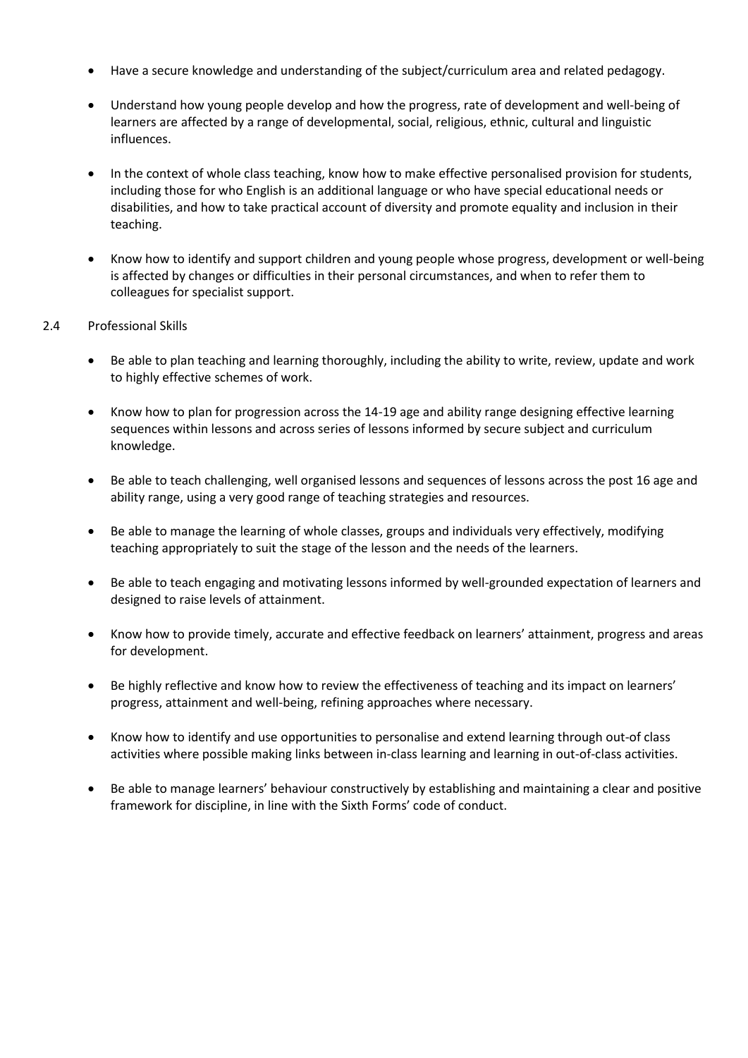- Have a secure knowledge and understanding of the subject/curriculum area and related pedagogy.

- Understand how young people develop and how the progress, rate of development and well-being of learners are affected by a range of developmental, social, religious, ethnic, cultural and linguistic influences.

- In the context of whole class teaching, know how to make effective personalised provision for students, including those for who English is an additional language or who have special educational needs or disabilities, and how to take practical account of diversity and promote equality and inclusion in their teaching.

- Know how to identify and support children and young people whose progress, development or well-being is affected by changes or difficulties in their personal circumstances, and when to refer them to colleagues for specialist support.

2.4 Professional Skills

- Be able to plan teaching and learning thoroughly, including the ability to write, review, update and work to highly effective schemes of work.

- Know how to plan for progression across the 14-19 age and ability range designing effective learning sequences within lessons and across series of lessons informed by secure subject and curriculum knowledge.

- Be able to teach challenging, well organised lessons and sequences of lessons across the post 16 age and ability range, using a very good range of teaching strategies and resources.

- Be able to manage the learning of whole classes, groups and individuals very effectively, modifying teaching appropriately to suit the stage of the lesson and the needs of the learners.

- Be able to teach engaging and motivating lessons informed by well-grounded expectation of learners and designed to raise levels of attainment.

- Know how to provide timely, accurate and effective feedback on learners' attainment, progress and areas for development.

- Be highly reflective and know how to review the effectiveness of teaching and its impact on learners' progress, attainment and well-being, refining approaches where necessary.

- Know how to identify and use opportunities to personalise and extend learning through out-of class activities where possible making links between in-class learning and learning in out-of-class activities.

- Be able to manage learners' behaviour constructively by establishing and maintaining a clear and positive framework for discipline, in line with the Sixth Forms' code of conduct.